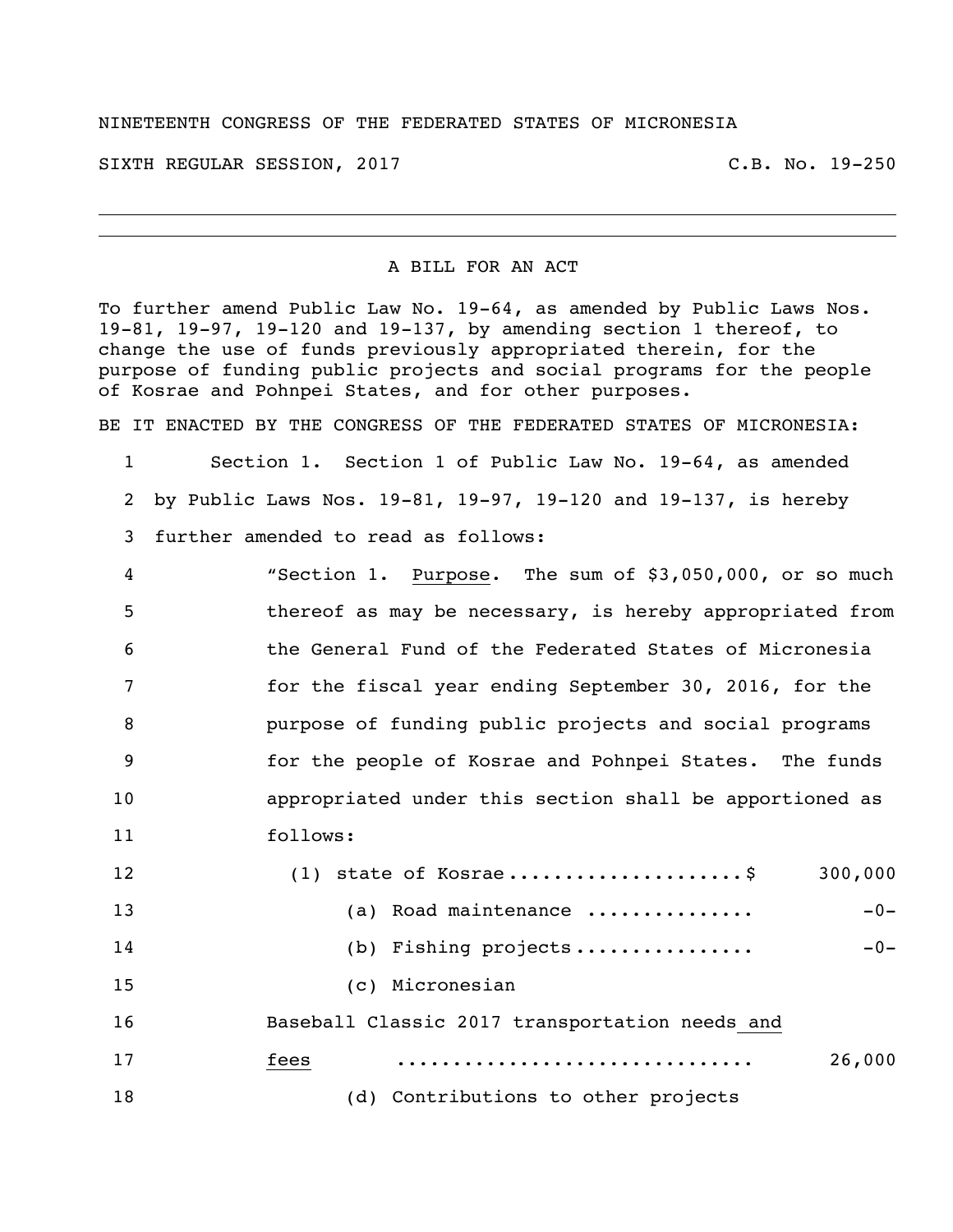NINETEENTH CONGRESS OF THE FEDERATED STATES OF MICRONESIA

SIXTH REGULAR SESSION, 2017 C.B. No. 19-250

A BILL FOR AN ACT

To further amend Public Law No. 19-64, as amended by Public Laws Nos. 19-81, 19-97, 19-120 and 19-137, by amending section 1 thereof, to change the use of funds previously appropriated therein, for the purpose of funding public projects and social programs for the people of Kosrae and Pohnpei States, and for other purposes.

BE IT ENACTED BY THE CONGRESS OF THE FEDERATED STATES OF MICRONESIA:

1 Section 1. Section 1 of Public Law No. 19-64, as amended
2 by Public Laws Nos. 19-81, 19-97, 19-120 and 19-137, is hereby
3 further amended to read as follows:

4 "Section 1. Purpose. The sum of $3,050,000, or so much
5 thereof as may be necessary, is hereby appropriated from
6 the General Fund of the Federated States of Micronesia
7 for the fiscal year ending September 30, 2016, for the
8 purpose of funding public projects and social programs
9 for the people of Kosrae and Pohnpei States. The funds
10 appropriated under this section shall be apportioned as
11 follows:

12 (1) state of Kosrae....................$ 300,000
13 (a) Road maintenance .............. -0-
14 (b) Fishing projects............... -0-
15 (c) Micronesian
16 Baseball Classic 2017 transportation needs and
17 fees .............................. 26,000
18 (d) Contributions to other projects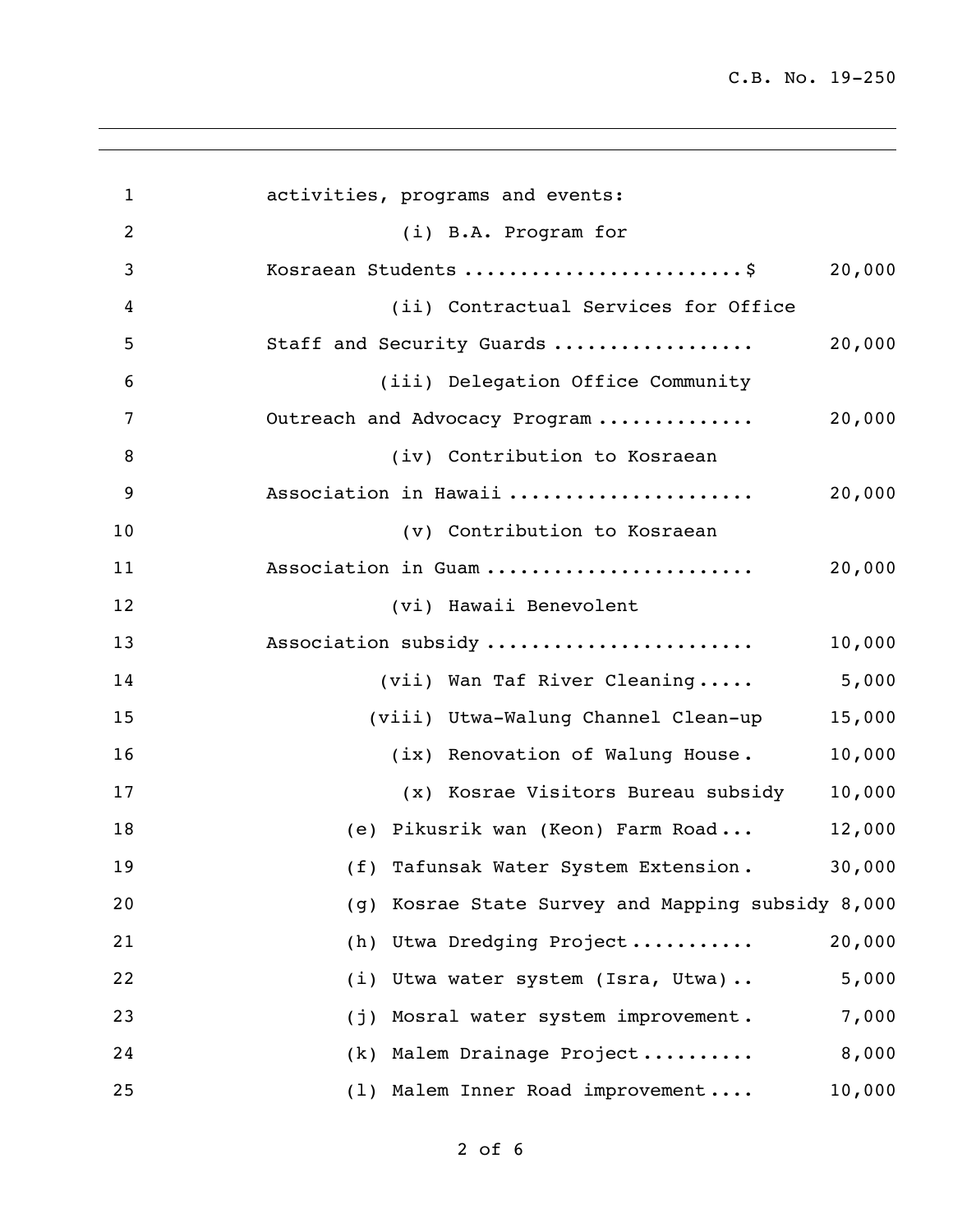activities, programs and events:

(i) B.A. Program for Kosraean Students ........................$ 20,000

(ii) Contractual Services for Office Staff and Security Guards .................. 20,000

(iii) Delegation Office Community Outreach and Advocacy Program .............. 20,000

(iv) Contribution to Kosraean Association in Hawaii ...................... 20,000

(v) Contribution to Kosraean Association in Guam ........................ 20,000

(vi) Hawaii Benevolent Association subsidy ........................ 10,000

(vii) Wan Taf River Cleaning..... 5,000

(viii) Utwa-Walung Channel Clean-up 15,000

(ix) Renovation of Walung House. 10,000

(x) Kosrae Visitors Bureau subsidy 10,000

(e) Pikusrik wan (Keon) Farm Road... 12,000

(f) Tafunsak Water System Extension. 30,000

(g) Kosrae State Survey and Mapping subsidy 8,000

(h) Utwa Dredging Project........... 20,000

(i) Utwa water system (Isra, Utwa).. 5,000

(j) Mosral water system improvement. 7,000

(k) Malem Drainage Project.......... 8,000

(l) Malem Inner Road improvement.... 10,000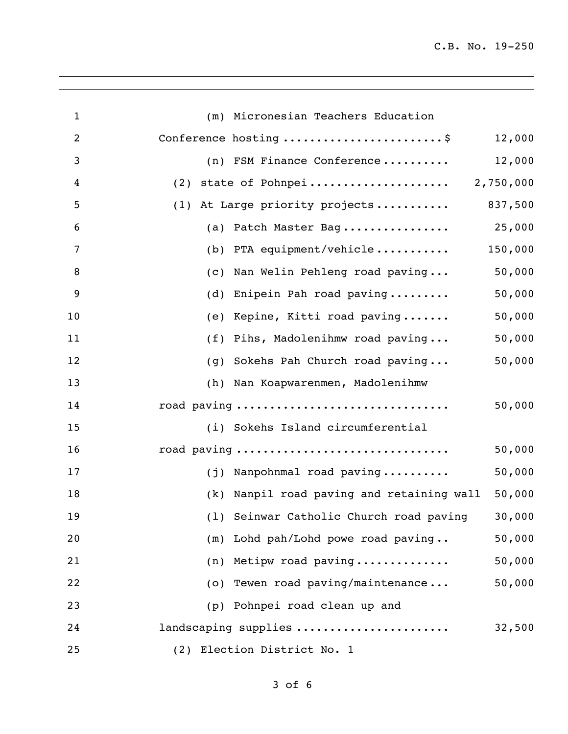(m) Micronesian Teachers Education Conference hosting ........................$ 12,000

(n) FSM Finance Conference .......... 12,000

(2) state of Pohnpei .................... 2,750,000

(1) At Large priority projects ........... 837,500

(a) Patch Master Bag ................ 25,000

(b) PTA equipment/vehicle ........... 150,000

(c) Nan Welin Pehleng road paving ... 50,000

(d) Enipein Pah road paving ......... 50,000

(e) Kepine, Kitti road paving ....... 50,000

(f) Pihs, Madolenihmw road paving ... 50,000

(g) Sokehs Pah Church road paving ... 50,000

(h) Nan Koapwarenmen, Madolenihmw road paving .............................. 50,000

(i) Sokehs Island circumferential road paving .............................. 50,000

(j) Nanpohnmal road paving .......... 50,000

(k) Nanpil road paving and retaining wall 50,000

(l) Seinwar Catholic Church road paving 30,000

(m) Lohd pah/Lohd powe road paving .. 50,000

(n) Metipw road paving ............. 50,000

(o) Tewen road paving/maintenance ... 50,000

(p) Pohnpei road clean up and landscaping supplies ...................... 32,500

(2) Election District No. 1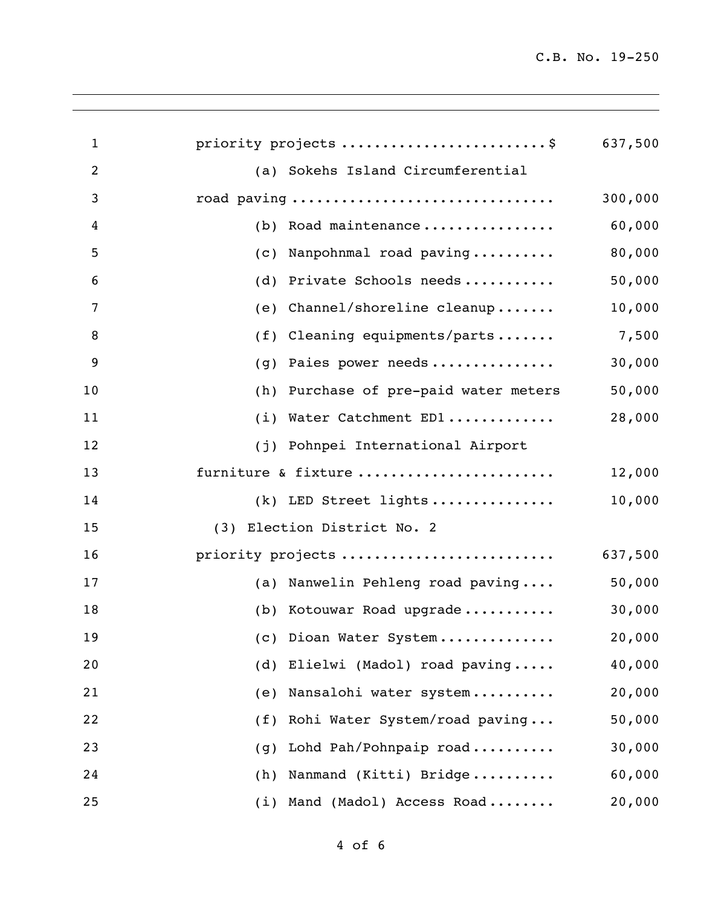priority projects ........................$ 637,500

(a) Sokehs Island Circumferential road paving ............................... 300,000

(b) Road maintenance ................ 60,000

(c) Nanpohnmal road paving .......... 80,000

(d) Private Schools needs ........... 50,000

(e) Channel/shoreline cleanup ....... 10,000

(f) Cleaning equipments/parts ....... 7,500

(g) Paies power needs ............... 30,000

(h) Purchase of pre-paid water meters 50,000

(i) Water Catchment ED1 ............. 28,000

(j) Pohnpei International Airport furniture & fixture ....................... 12,000

(k) LED Street lights ............... 10,000

(3) Election District No. 2 priority projects ......................... 637,500

(a) Nanwelin Pehleng road paving .... 50,000

(b) Kotouwar Road upgrade ........... 30,000

(c) Dioan Water System .............. 20,000

(d) Elielwi (Madol) road paving ..... 40,000

(e) Nansalohi water system .......... 20,000

(f) Rohi Water System/road paving ... 50,000

(g) Lohd Pah/Pohnpaip road .......... 30,000

(h) Nanmand (Kitti) Bridge .......... 60,000

(i) Mand (Madol) Access Road ........ 20,000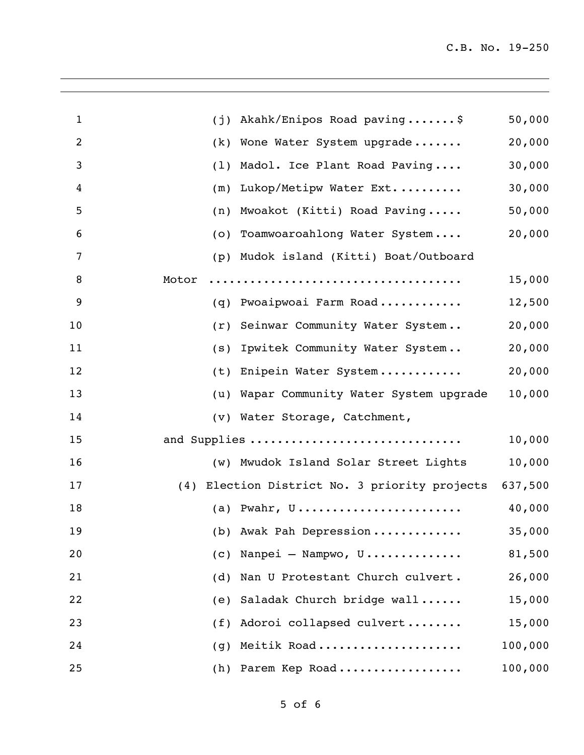(j) Akahk/Enipos Road paving.......$ 50,000

(k) Wone Water System upgrade....... 20,000

(l) Madol. Ice Plant Road Paving.... 30,000

(m) Lukop/Metipw Water Ext.......... 30,000

(n) Mwoakot (Kitti) Road Paving..... 50,000

(o) Toamwoaroahlong Water System.... 20,000

(p) Mudok island (Kitti) Boat/Outboard Motor .................................. 15,000

(q) Pwoaipwoai Farm Road............ 12,500

(r) Seinwar Community Water System.. 20,000

(s) Ipwitek Community Water System.. 20,000

(t) Enipein Water System............ 20,000

(u) Wapar Community Water System upgrade 10,000

(v) Water Storage, Catchment, and Supplies ............................. 10,000

(w) Mwudok Island Solar Street Lights 10,000

(4) Election District No. 3 priority projects 637,500

(a) Pwahr, U....................... 40,000

(b) Awak Pah Depression............ 35,000

(c) Nanpei – Nampwo, U.............. 81,500

(d) Nan U Protestant Church culvert. 26,000

(e) Saladak Church bridge wall...... 15,000

(f) Adoroi collapsed culvert........ 15,000

(g) Meitik Road.................... 100,000

(h) Parem Kep Road................. 100,000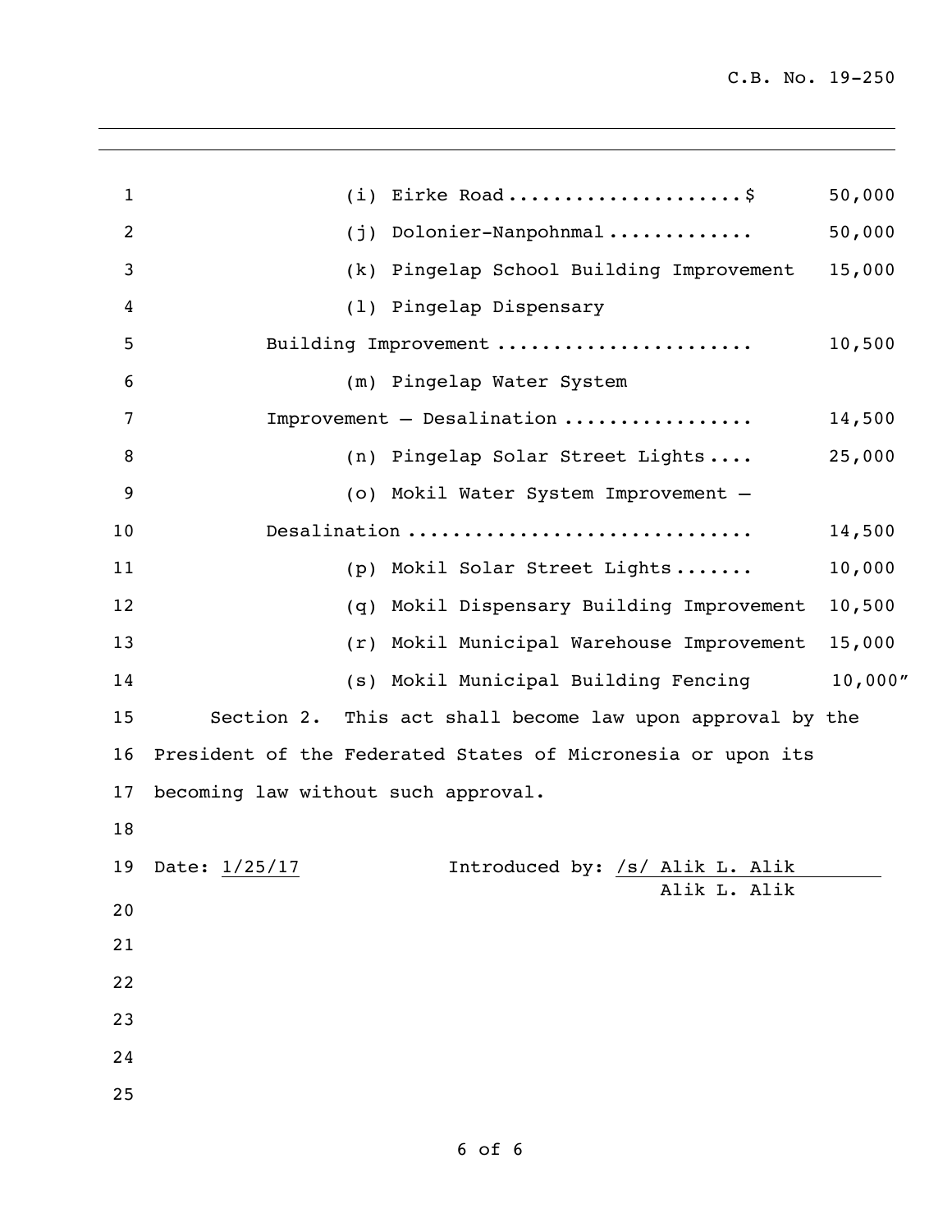(i) Eirke Road....................$ 50,000

(j) Dolonier-Nanpohnmal............ 50,000

(k) Pingelap School Building Improvement 15,000

(l) Pingelap Dispensary Building Improvement...................... 10,500

(m) Pingelap Water System Improvement – Desalination................ 14,500

(n) Pingelap Solar Street Lights.... 25,000

(o) Mokil Water System Improvement – Desalination............................ 14,500

(p) Mokil Solar Street Lights....... 10,000

(q) Mokil Dispensary Building Improvement 10,500

(r) Mokil Municipal Warehouse Improvement 15,000

(s) Mokil Municipal Building Fencing 10,000"

Section 2. This act shall become law upon approval by the President of the Federated States of Micronesia or upon its becoming law without such approval.

Date: 1/25/17 Introduced by: /s/ Alik L. Alik
Alik L. Alik